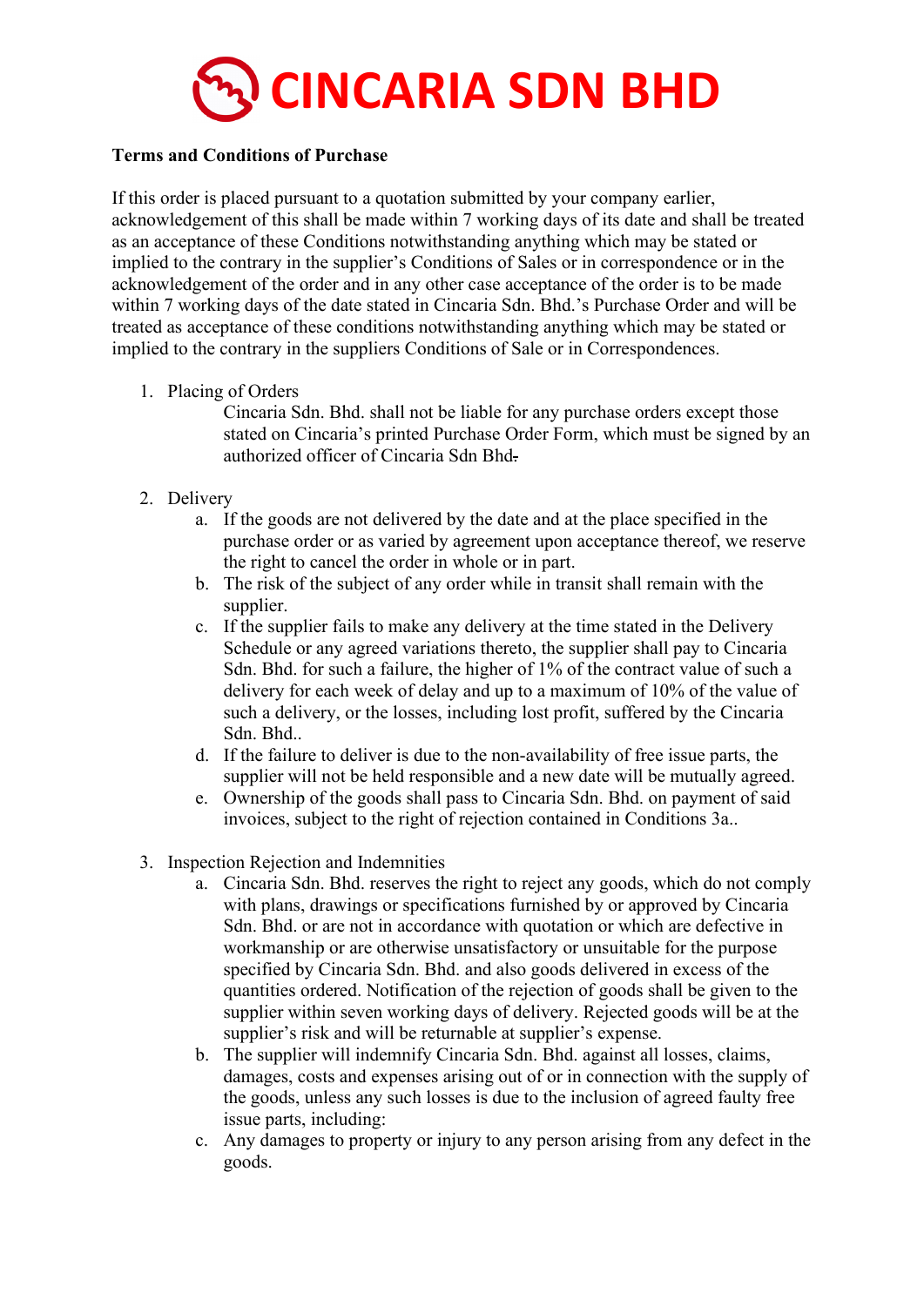# CINCARIA SDN BHD

**Terms and Conditions of Purchase**

If this order is placed pursuant to a quotation submitted by your company earlier, acknowledgement of this shall be made within 7 working days of its date and shall be treated as an acceptance of these Conditions notwithstanding anything which may be stated or implied to the contrary in the supplier's Conditions of Sales or in correspondence or in the acknowledgement of the order and in any other case acceptance of the order is to be made within 7 working days of the date stated in Cincaria Sdn. Bhd.'s Purchase Order and will be treated as acceptance of these conditions notwithstanding anything which may be stated or implied to the contrary in the suppliers Conditions of Sale or in Correspondences.

1. Placing of Orders

   Cincaria Sdn. Bhd. shall not be liable for any purchase orders except those stated on Cincaria's printed Purchase Order Form, which must be signed by an authorized officer of Cincaria Sdn Bhd.

2. Delivery
   a. If the goods are not delivered by the date and at the place specified in the purchase order or as varied by agreement upon acceptance thereof, we reserve the right to cancel the order in whole or in part.
   b. The risk of the subject of any order while in transit shall remain with the supplier.
   c. If the supplier fails to make any delivery at the time stated in the Delivery Schedule or any agreed variations thereto, the supplier shall pay to Cincaria Sdn. Bhd. for such a failure, the higher of 1% of the contract value of such a delivery for each week of delay and up to a maximum of 10% of the value of such a delivery, or the losses, including lost profit, suffered by the Cincaria Sdn. Bhd..
   d. If the failure to deliver is due to the non-availability of free issue parts, the supplier will not be held responsible and a new date will be mutually agreed.
   e. Ownership of the goods shall pass to Cincaria Sdn. Bhd. on payment of said invoices, subject to the right of rejection contained in Conditions 3a..

3. Inspection Rejection and Indemnities
   a. Cincaria Sdn. Bhd. reserves the right to reject any goods, which do not comply with plans, drawings or specifications furnished by or approved by Cincaria Sdn. Bhd. or are not in accordance with quotation or which are defective in workmanship or are otherwise unsatisfactory or unsuitable for the purpose specified by Cincaria Sdn. Bhd. and also goods delivered in excess of the quantities ordered. Notification of the rejection of goods shall be given to the supplier within seven working days of delivery. Rejected goods will be at the supplier's risk and will be returnable at supplier's expense.
   b. The supplier will indemnify Cincaria Sdn. Bhd. against all losses, claims, damages, costs and expenses arising out of or in connection with the supply of the goods, unless any such losses is due to the inclusion of agreed faulty free issue parts, including:
   c. Any damages to property or injury to any person arising from any defect in the goods.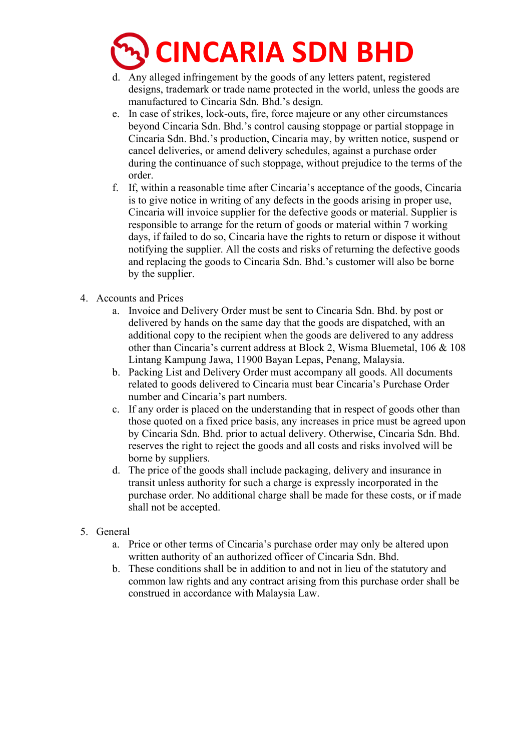d. Any alleged infringement by the goods of any letters patent, registered designs, trademark or trade name protected in the world, unless the goods are manufactured to Cincaria Sdn. Bhd.'s design.

e. In case of strikes, lock-outs, fire, force majeure or any other circumstances beyond Cincaria Sdn. Bhd.'s control causing stoppage or partial stoppage in Cincaria Sdn. Bhd.'s production, Cincaria may, by written notice, suspend or cancel deliveries, or amend delivery schedules, against a purchase order during the continuance of such stoppage, without prejudice to the terms of the order.

f. If, within a reasonable time after Cincaria's acceptance of the goods, Cincaria is to give notice in writing of any defects in the goods arising in proper use, Cincaria will invoice supplier for the defective goods or material. Supplier is responsible to arrange for the return of goods or material within 7 working days, if failed to do so, Cincaria have the rights to return or dispose it without notifying the supplier. All the costs and risks of returning the defective goods and replacing the goods to Cincaria Sdn. Bhd.'s customer will also be borne by the supplier.

4. Accounts and Prices

   a. Invoice and Delivery Order must be sent to Cincaria Sdn. Bhd. by post or delivered by hands on the same day that the goods are dispatched, with an additional copy to the recipient when the goods are delivered to any address other than Cincaria's current address at Block 2, Wisma Bluemetal, 106 & 108 Lintang Kampung Jawa, 11900 Bayan Lepas, Penang, Malaysia.

   b. Packing List and Delivery Order must accompany all goods. All documents related to goods delivered to Cincaria must bear Cincaria's Purchase Order number and Cincaria's part numbers.

   c. If any order is placed on the understanding that in respect of goods other than those quoted on a fixed price basis, any increases in price must be agreed upon by Cincaria Sdn. Bhd. prior to actual delivery. Otherwise, Cincaria Sdn. Bhd. reserves the right to reject the goods and all costs and risks involved will be borne by suppliers.

   d. The price of the goods shall include packaging, delivery and insurance in transit unless authority for such a charge is expressly incorporated in the purchase order. No additional charge shall be made for these costs, or if made shall not be accepted.

5. General

   a. Price or other terms of Cincaria's purchase order may only be altered upon written authority of an authorized officer of Cincaria Sdn. Bhd.

   b. These conditions shall be in addition to and not in lieu of the statutory and common law rights and any contract arising from this purchase order shall be construed in accordance with Malaysia Law.